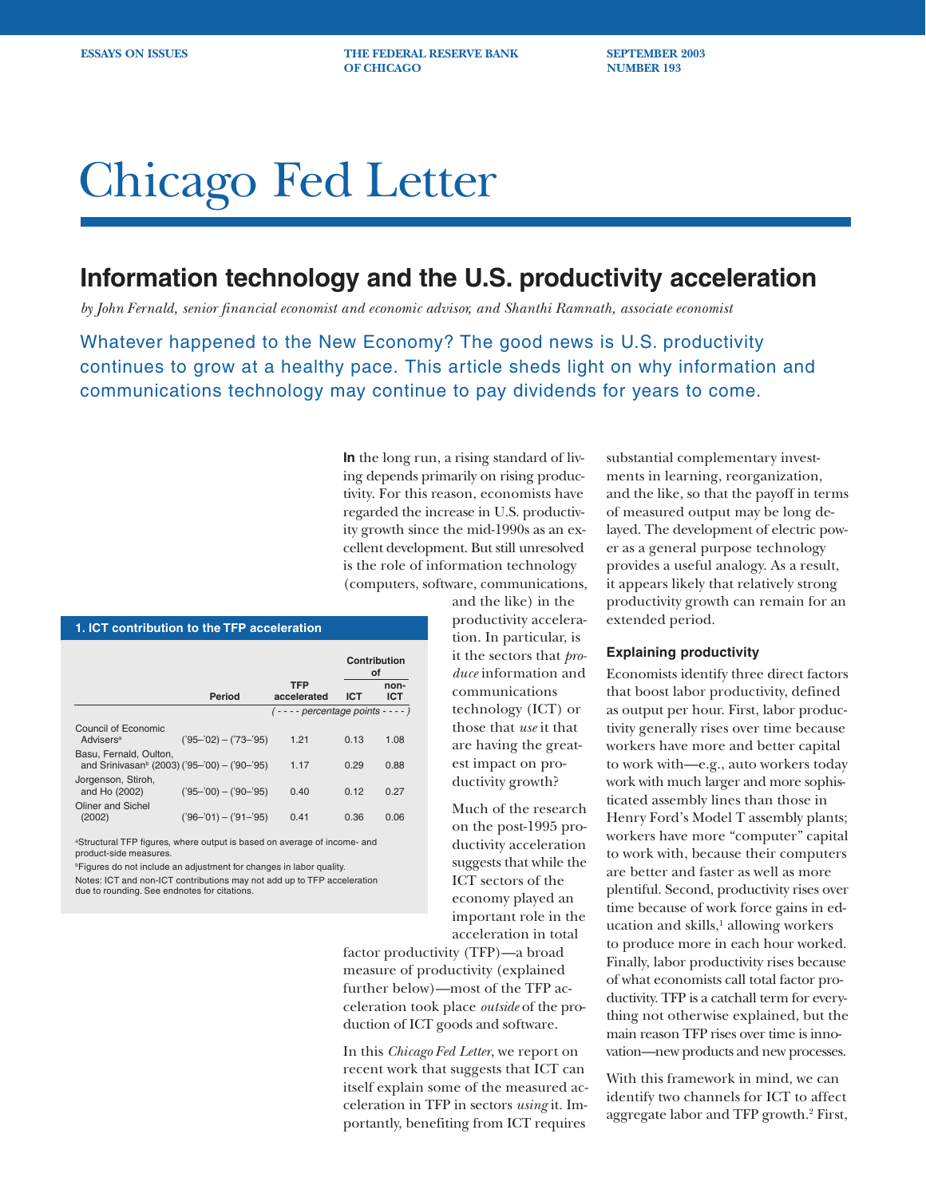ESSAYS ON ISSUES — THE FEDERAL RESERVE BANK OF CHICAGO — SEPTEMBER 2003, NUMBER 193

# Chicago Fed Letter

## Information technology and the U.S. productivity acceleration

*by John Fernald, senior financial economist and economic advisor, and Shanthi Ramnath, associate economist*

Whatever happened to the New Economy? The good news is U.S. productivity continues to grow at a healthy pace. This article sheds light on why information and communications technology may continue to pay dividends for years to come.

**In** the long run, a rising standard of living depends primarily on rising productivity. For this reason, economists have regarded the increase in U.S. productivity growth since the mid-1990s as an excellent development. But still unresolved is the role of information technology (computers, software, communications, and the like) in the productivity acceleration. In particular, is it the sectors that *produce* information and communications technology (ICT) or those that *use* it that are having the greatest impact on productivity growth?

Much of the research on the post-1995 productivity acceleration suggests that while the ICT sectors of the economy played an important role in the acceleration in total factor productivity (TFP)—a broad measure of productivity (explained further below)—most of the TFP acceleration took place *outside* of the production of ICT goods and software.

In this *Chicago Fed Letter*, we report on recent work that suggests that ICT can itself explain some of the measured acceleration in TFP in sectors *using* it. Importantly, benefiting from ICT requires substantial complementary investments in learning, reorganization, and the like, so that the payoff in terms of measured output may be long delayed. The development of electric power as a general purpose technology provides a useful analogy. As a result, it appears likely that relatively strong productivity growth can remain for an extended period.

**1. ICT contribution to the TFP acceleration**

| | Period | TFP accelerated | Contribution of ICT | Contribution of non-ICT |
|---|---|---|---|---|
| | | (- - - - percentage points - - - -) | | |
| Council of Economic Advisers[a] | ('95–'02) – ('73–'95) | 1.21 | 0.13 | 1.08 |
| Basu, Fernald, Oulton, and Srinivasan[b] (2003) | ('95–'00) – ('90–'95) | 1.17 | 0.29 | 0.88 |
| Jorgenson, Stiroh, and Ho (2002) | ('95–'00) – ('90–'95) | 0.40 | 0.12 | 0.27 |
| Oliner and Sichel (2002) | ('96–'01) – ('91–'95) | 0.41 | 0.36 | 0.06 |

[a]Structural TFP figures, where output is based on average of income- and product-side measures.

[b]Figures do not include an adjustment for changes in labor quality.

Notes: ICT and non-ICT contributions may not add up to TFP acceleration due to rounding. See endnotes for citations.

### Explaining productivity

Economists identify three direct factors that boost labor productivity, defined as output per hour. First, labor productivity generally rises over time because workers have more and better capital to work with—e.g., auto workers today work with much larger and more sophisticated assembly lines than those in Henry Ford's Model T assembly plants; workers have more "computer" capital to work with, because their computers are better and faster as well as more plentiful. Second, productivity rises over time because of work force gains in education and skills,[1] allowing workers to produce more in each hour worked. Finally, labor productivity rises because of what economists call total factor productivity. TFP is a catchall term for everything not otherwise explained, but the main reason TFP rises over time is innovation—new products and new processes.

With this framework in mind, we can identify two channels for ICT to affect aggregate labor and TFP growth.[2] First,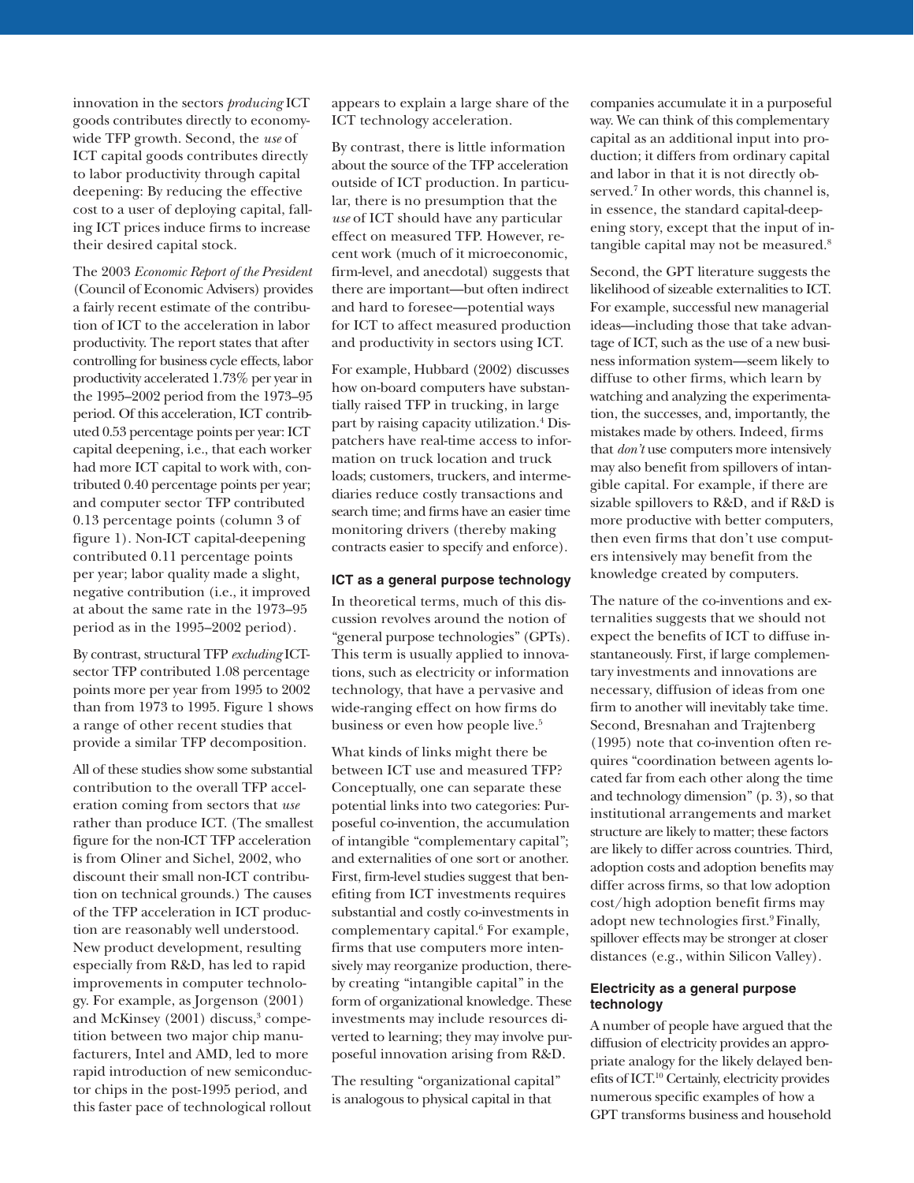innovation in the sectors *producing* ICT goods contributes directly to economy-wide TFP growth. Second, the *use* of ICT capital goods contributes directly to labor productivity through capital deepening: By reducing the effective cost to a user of deploying capital, falling ICT prices induce firms to increase their desired capital stock.

The 2003 *Economic Report of the President* (Council of Economic Advisers) provides a fairly recent estimate of the contribution of ICT to the acceleration in labor productivity. The report states that after controlling for business cycle effects, labor productivity accelerated 1.73% per year in the 1995–2002 period from the 1973–95 period. Of this acceleration, ICT contributed 0.53 percentage points per year: ICT capital deepening, i.e., that each worker had more ICT capital to work with, contributed 0.40 percentage points per year; and computer sector TFP contributed 0.13 percentage points (column 3 of figure 1). Non-ICT capital-deepening contributed 0.11 percentage points per year; labor quality made a slight, negative contribution (i.e., it improved at about the same rate in the 1973–95 period as in the 1995–2002 period).

By contrast, structural TFP *excluding* ICT-sector TFP contributed 1.08 percentage points more per year from 1995 to 2002 than from 1973 to 1995. Figure 1 shows a range of other recent studies that provide a similar TFP decomposition.

All of these studies show some substantial contribution to the overall TFP acceleration coming from sectors that *use* rather than produce ICT. (The smallest figure for the non-ICT TFP acceleration is from Oliner and Sichel, 2002, who discount their small non-ICT contribution on technical grounds.) The causes of the TFP acceleration in ICT production are reasonably well understood. New product development, resulting especially from R&D, has led to rapid improvements in computer technology. For example, as Jorgenson (2001) and McKinsey (2001) discuss,[3] competition between two major chip manufacturers, Intel and AMD, led to more rapid introduction of new semiconductor chips in the post-1995 period, and this faster pace of technological rollout appears to explain a large share of the ICT technology acceleration.

By contrast, there is little information about the source of the TFP acceleration outside of ICT production. In particular, there is no presumption that the *use* of ICT should have any particular effect on measured TFP. However, recent work (much of it microeconomic, firm-level, and anecdotal) suggests that there are important—but often indirect and hard to foresee—potential ways for ICT to affect measured production and productivity in sectors using ICT.

For example, Hubbard (2002) discusses how on-board computers have substantially raised TFP in trucking, in large part by raising capacity utilization.[4] Dispatchers have real-time access to information on truck location and truck loads; customers, truckers, and intermediaries reduce costly transactions and search time; and firms have an easier time monitoring drivers (thereby making contracts easier to specify and enforce).

### ICT as a general purpose technology

In theoretical terms, much of this discussion revolves around the notion of "general purpose technologies" (GPTs). This term is usually applied to innovations, such as electricity or information technology, that have a pervasive and wide-ranging effect on how firms do business or even how people live.[5]

What kinds of links might there be between ICT use and measured TFP? Conceptually, one can separate these potential links into two categories: Purposeful co-invention, the accumulation of intangible "complementary capital"; and externalities of one sort or another. First, firm-level studies suggest that benefiting from ICT investments requires substantial and costly co-investments in complementary capital.[6] For example, firms that use computers more intensively may reorganize production, thereby creating "intangible capital" in the form of organizational knowledge. These investments may include resources diverted to learning; they may involve purposeful innovation arising from R&D.

The resulting "organizational capital" is analogous to physical capital in that companies accumulate it in a purposeful way. We can think of this complementary capital as an additional input into production; it differs from ordinary capital and labor in that it is not directly observed.[7] In other words, this channel is, in essence, the standard capital-deepening story, except that the input of intangible capital may not be measured.[8]

Second, the GPT literature suggests the likelihood of sizeable externalities to ICT. For example, successful new managerial ideas—including those that take advantage of ICT, such as the use of a new business information system—seem likely to diffuse to other firms, which learn by watching and analyzing the experimentation, the successes, and, importantly, the mistakes made by others. Indeed, firms that *don't* use computers more intensively may also benefit from spillovers of intangible capital. For example, if there are sizable spillovers to R&D, and if R&D is more productive with better computers, then even firms that don't use computers intensively may benefit from the knowledge created by computers.

The nature of the co-inventions and externalities suggests that we should not expect the benefits of ICT to diffuse instantaneously. First, if large complementary investments and innovations are necessary, diffusion of ideas from one firm to another will inevitably take time. Second, Bresnahan and Trajtenberg (1995) note that co-invention often requires "coordination between agents located far from each other along the time and technology dimension" (p. 3), so that institutional arrangements and market structure are likely to matter; these factors are likely to differ across countries. Third, adoption costs and adoption benefits may differ across firms, so that low adoption cost/high adoption benefit firms may adopt new technologies first.[9] Finally, spillover effects may be stronger at closer distances (e.g., within Silicon Valley).

### Electricity as a general purpose technology

A number of people have argued that the diffusion of electricity provides an appropriate analogy for the likely delayed benefits of ICT.[10] Certainly, electricity provides numerous specific examples of how a GPT transforms business and household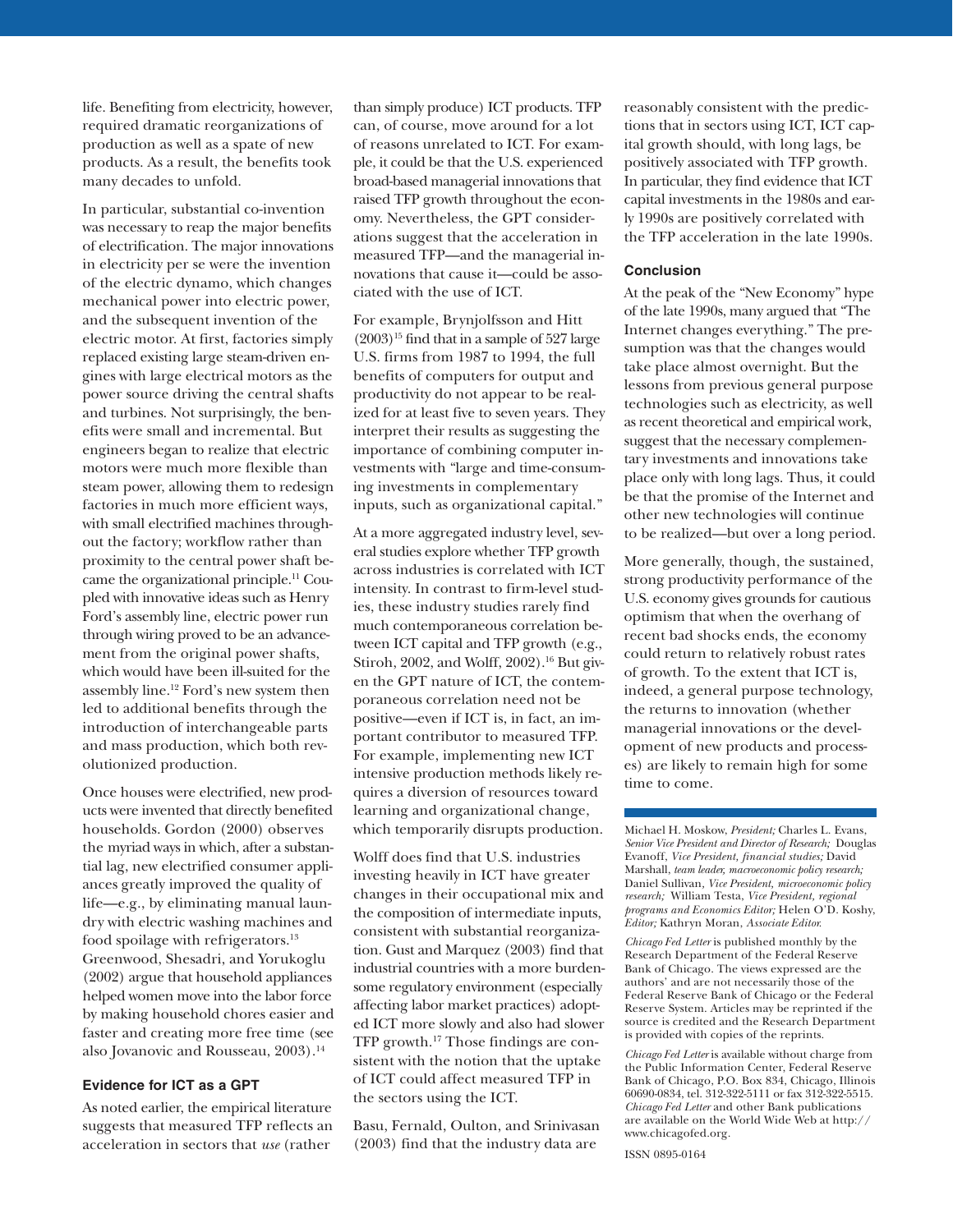life. Benefiting from electricity, however, required dramatic reorganizations of production as well as a spate of new products. As a result, the benefits took many decades to unfold.

In particular, substantial co-invention was necessary to reap the major benefits of electrification. The major innovations in electricity per se were the invention of the electric dynamo, which changes mechanical power into electric power, and the subsequent invention of the electric motor. At first, factories simply replaced existing large steam-driven engines with large electrical motors as the power source driving the central shafts and turbines. Not surprisingly, the benefits were small and incremental. But engineers began to realize that electric motors were much more flexible than steam power, allowing them to redesign factories in much more efficient ways, with small electrified machines throughout the factory; workflow rather than proximity to the central power shaft became the organizational principle.[11] Coupled with innovative ideas such as Henry Ford's assembly line, electric power run through wiring proved to be an advancement from the original power shafts, which would have been ill-suited for the assembly line.[12] Ford's new system then led to additional benefits through the introduction of interchangeable parts and mass production, which both revolutionized production.

Once houses were electrified, new products were invented that directly benefited households. Gordon (2000) observes the myriad ways in which, after a substantial lag, new electrified consumer appliances greatly improved the quality of life—e.g., by eliminating manual laundry with electric washing machines and food spoilage with refrigerators.[13] Greenwood, Shesadri, and Yorukoglu (2002) argue that household appliances helped women move into the labor force by making household chores easier and faster and creating more free time (see also Jovanovic and Rousseau, 2003).[14]

### Evidence for ICT as a GPT

As noted earlier, the empirical literature suggests that measured TFP reflects an acceleration in sectors that *use* (rather than simply produce) ICT products. TFP can, of course, move around for a lot of reasons unrelated to ICT. For example, it could be that the U.S. experienced broad-based managerial innovations that raised TFP growth throughout the economy. Nevertheless, the GPT considerations suggest that the acceleration in measured TFP—and the managerial innovations that cause it—could be associated with the use of ICT.

For example, Brynjolfsson and Hitt (2003)[15] find that in a sample of 527 large U.S. firms from 1987 to 1994, the full benefits of computers for output and productivity do not appear to be realized for at least five to seven years. They interpret their results as suggesting the importance of combining computer investments with "large and time-consuming investments in complementary inputs, such as organizational capital."

At a more aggregated industry level, several studies explore whether TFP growth across industries is correlated with ICT intensity. In contrast to firm-level studies, these industry studies rarely find much contemporaneous correlation between ICT capital and TFP growth (e.g., Stiroh, 2002, and Wolff, 2002).[16] But given the GPT nature of ICT, the contemporaneous correlation need not be positive—even if ICT is, in fact, an important contributor to measured TFP. For example, implementing new ICT intensive production methods likely requires a diversion of resources toward learning and organizational change, which temporarily disrupts production.

Wolff does find that U.S. industries investing heavily in ICT have greater changes in their occupational mix and the composition of intermediate inputs, consistent with substantial reorganization. Gust and Marquez (2003) find that industrial countries with a more burdensome regulatory environment (especially affecting labor market practices) adopted ICT more slowly and also had slower TFP growth.[17] Those findings are consistent with the notion that the uptake of ICT could affect measured TFP in the sectors using the ICT.

Basu, Fernald, Oulton, and Srinivasan (2003) find that the industry data are reasonably consistent with the predictions that in sectors using ICT, ICT capital growth should, with long lags, be positively associated with TFP growth. In particular, they find evidence that ICT capital investments in the 1980s and early 1990s are positively correlated with the TFP acceleration in the late 1990s.

### Conclusion

At the peak of the "New Economy" hype of the late 1990s, many argued that "The Internet changes everything." The presumption was that the changes would take place almost overnight. But the lessons from previous general purpose technologies such as electricity, as well as recent theoretical and empirical work, suggest that the necessary complementary investments and innovations take place only with long lags. Thus, it could be that the promise of the Internet and other new technologies will continue to be realized—but over a long period.

More generally, though, the sustained, strong productivity performance of the U.S. economy gives grounds for cautious optimism that when the overhang of recent bad shocks ends, the economy could return to relatively robust rates of growth. To the extent that ICT is, indeed, a general purpose technology, the returns to innovation (whether managerial innovations or the development of new products and processes) are likely to remain high for some time to come.

---

Michael H. Moskow, *President;* Charles L. Evans, *Senior Vice President and Director of Research;* Douglas Evanoff, *Vice President, financial studies;* David Marshall, *team leader, macroeconomic policy research;* Daniel Sullivan, *Vice President, microeconomic policy research;* William Testa, *Vice President, regional programs and Economics Editor;* Helen O'D. Koshy, *Editor;* Kathryn Moran, *Associate Editor.*

*Chicago Fed Letter* is published monthly by the Research Department of the Federal Reserve Bank of Chicago. The views expressed are the authors' and are not necessarily those of the Federal Reserve Bank of Chicago or the Federal Reserve System. Articles may be reprinted if the source is credited and the Research Department is provided with copies of the reprints.

*Chicago Fed Letter* is available without charge from the Public Information Center, Federal Reserve Bank of Chicago, P.O. Box 834, Chicago, Illinois 60690-0834, tel. 312-322-5111 or fax 312-322-5515. *Chicago Fed Letter* and other Bank publications are available on the World Wide Web at http://www.chicagofed.org.

ISSN 0895-0164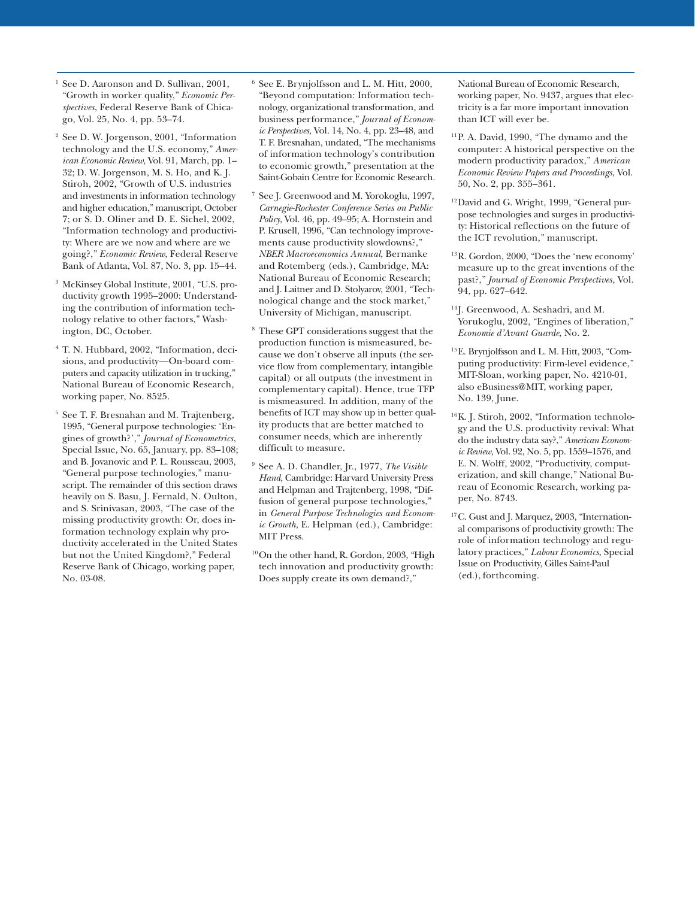[1] See D. Aaronson and D. Sullivan, 2001, "Growth in worker quality," *Economic Perspectives*, Federal Reserve Bank of Chicago, Vol. 25, No. 4, pp. 53–74.

[2] See D. W. Jorgenson, 2001, "Information technology and the U.S. economy," *American Economic Review*, Vol. 91, March, pp. 1–32; D. W. Jorgenson, M. S. Ho, and K. J. Stiroh, 2002, "Growth of U.S. industries and investments in information technology and higher education," manuscript, October 7; or S. D. Oliner and D. E. Sichel, 2002, "Information technology and productivity: Where are we now and where are we going?," *Economic Review*, Federal Reserve Bank of Atlanta, Vol. 87, No. 3, pp. 15–44.

[3] McKinsey Global Institute, 2001, "U.S. productivity growth 1995–2000: Understanding the contribution of information technology relative to other factors," Washington, DC, October.

[4] T. N. Hubbard, 2002, "Information, decisions, and productivity—On-board computers and capacity utilization in trucking," National Bureau of Economic Research, working paper, No. 8525.

[5] See T. F. Bresnahan and M. Trajtenberg, 1995, "General purpose technologies: 'Engines of growth?'," *Journal of Econometrics*, Special Issue, No. 65, January, pp. 83–108; and B. Jovanovic and P. L. Rousseau, 2003, "General purpose technologies," manuscript. The remainder of this section draws heavily on S. Basu, J. Fernald, N. Oulton, and S. Srinivasan, 2003, "The case of the missing productivity growth: Or, does information technology explain why productivity accelerated in the United States but not the United Kingdom?," Federal Reserve Bank of Chicago, working paper, No. 03-08.

[6] See E. Brynjolfsson and L. M. Hitt, 2000, "Beyond computation: Information technology, organizational transformation, and business performance," *Journal of Economic Perspectives*, Vol. 14, No. 4, pp. 23–48, and T. F. Bresnahan, undated, "The mechanisms of information technology's contribution to economic growth," presentation at the Saint-Gobain Centre for Economic Research.

[7] See J. Greenwood and M. Yorokoglu, 1997, *Carnegie-Rochester Conference Series on Public Policy*, Vol. 46, pp. 49–95; A. Hornstein and P. Krusell, 1996, "Can technology improvements cause productivity slowdowns?," *NBER Macroeconomics Annual*, Bernanke and Rotemberg (eds.), Cambridge, MA: National Bureau of Economic Research; and J. Laitner and D. Stolyarov, 2001, "Technological change and the stock market," University of Michigan, manuscript.

[8] These GPT considerations suggest that the production function is mismeasured, because we don't observe all inputs (the service flow from complementary, intangible capital) or all outputs (the investment in complementary capital). Hence, true TFP is mismeasured. In addition, many of the benefits of ICT may show up in better quality products that are better matched to consumer needs, which are inherently difficult to measure.

[9] See A. D. Chandler, Jr., 1977, *The Visible Hand*, Cambridge: Harvard University Press and Helpman and Trajtenberg, 1998, "Diffusion of general purpose technologies," in *General Purpose Technologies and Economic Growth*, E. Helpman (ed.), Cambridge: MIT Press.

[10] On the other hand, R. Gordon, 2003, "High tech innovation and productivity growth: Does supply create its own demand?," National Bureau of Economic Research, working paper, No. 9437, argues that electricity is a far more important innovation than ICT will ever be.

[11] P. A. David, 1990, "The dynamo and the computer: A historical perspective on the modern productivity paradox," *American Economic Review Papers and Proceedings*, Vol. 50, No. 2, pp. 355–361.

[12] David and G. Wright, 1999, "General purpose technologies and surges in productivity: Historical reflections on the future of the ICT revolution," manuscript.

[13] R. Gordon, 2000, "Does the 'new economy' measure up to the great inventions of the past?," *Journal of Economic Perspectives*, Vol. 94, pp. 627–642.

[14] J. Greenwood, A. Seshadri, and M. Yorukoglu, 2002, "Engines of liberation," *Economie d'Avant Guarde*, No. 2.

[15] E. Brynjolfsson and L. M. Hitt, 2003, "Computing productivity: Firm-level evidence," MIT-Sloan, working paper, No. 4210-01, also eBusiness@MIT, working paper, No. 139, June.

[16] K. J. Stiroh, 2002, "Information technology and the U.S. productivity revival: What do the industry data say?," *American Economic Review*, Vol. 92, No. 5, pp. 1559–1576, and E. N. Wolff, 2002, "Productivity, computerization, and skill change," National Bureau of Economic Research, working paper, No. 8743.

[17] C. Gust and J. Marquez, 2003, "International comparisons of productivity growth: The role of information technology and regulatory practices," *Labour Economics*, Special Issue on Productivity, Gilles Saint-Paul (ed.), forthcoming.